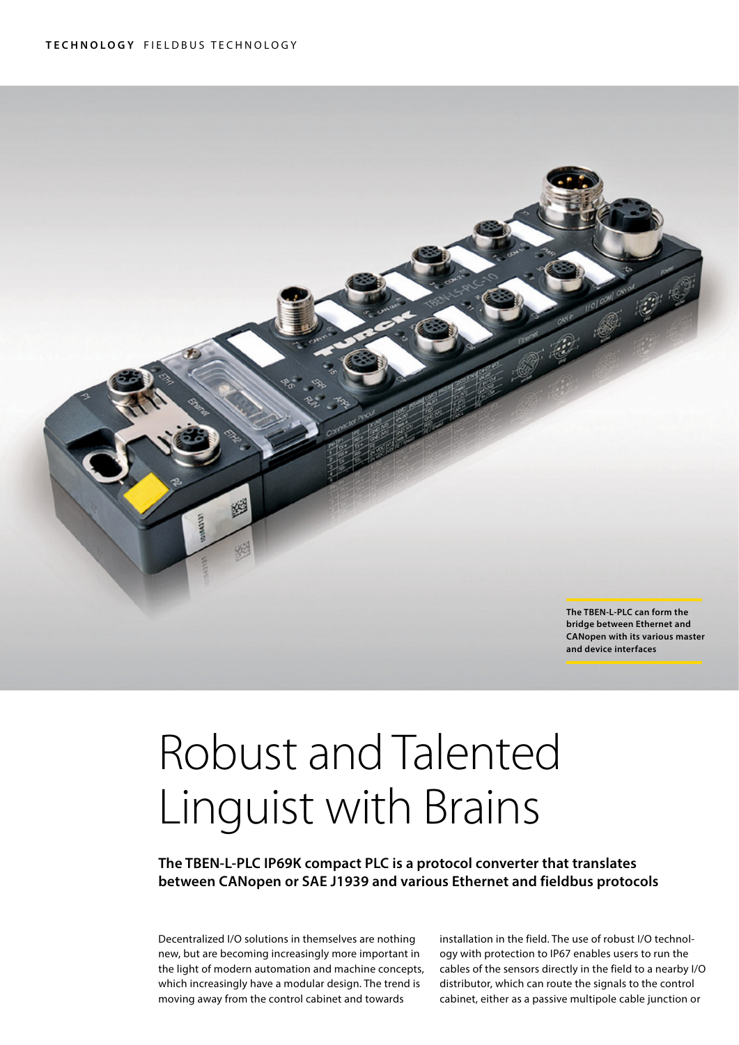The TBEN-L-PLC can form the bridge between Ethernet and CANopen with its various master and device interfaces

# Robust and Talented Linguist with Brains

**The TBEN-L-PLC IP69K compact PLC is a protocol converter that translates between CANopen or SAE J1939 and various Ethernet and fieldbus protocols**

Decentralized I/O solutions in themselves are nothing new, but are becoming increasingly more important in the light of modern automation and machine concepts, which increasingly have a modular design. The trend is moving away from the control cabinet and towards installation in the field. The use of robust I/O technology with protection to IP67 enables users to run the cables of the sensors directly in the field to a nearby I/O distributor, which can route the signals to the control cabinet, either as a passive multipole cable junction or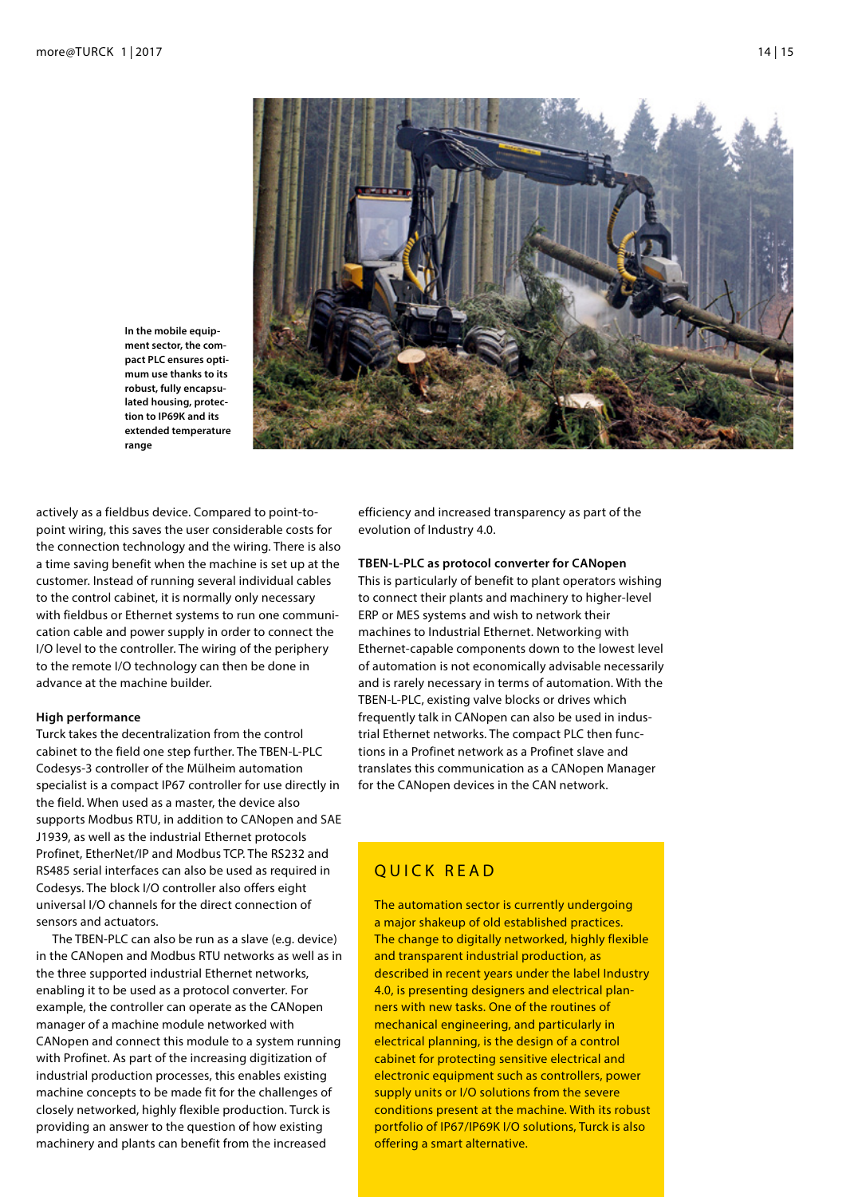In the mobile equipment sector, the compact PLC ensures optimum use thanks to its robust, fully encapsulated housing, protection to IP69K and its extended temperature range

actively as a fieldbus device. Compared to point-to-point wiring, this saves the user considerable costs for the connection technology and the wiring. There is also a time saving benefit when the machine is set up at the customer. Instead of running several individual cables to the control cabinet, it is normally only necessary with fieldbus or Ethernet systems to run one communication cable and power supply in order to connect the I/O level to the controller. The wiring of the periphery to the remote I/O technology can then be done in advance at the machine builder.

**High performance**

Turck takes the decentralization from the control cabinet to the field one step further. The TBEN-L-PLC Codesys-3 controller of the Mülheim automation specialist is a compact IP67 controller for use directly in the field. When used as a master, the device also supports Modbus RTU, in addition to CANopen and SAE J1939, as well as the industrial Ethernet protocols Profinet, EtherNet/IP and Modbus TCP. The RS232 and RS485 serial interfaces can also be used as required in Codesys. The block I/O controller also offers eight universal I/O channels for the direct connection of sensors and actuators.

The TBEN-PLC can also be run as a slave (e.g. device) in the CANopen and Modbus RTU networks as well as in the three supported industrial Ethernet networks, enabling it to be used as a protocol converter. For example, the controller can operate as the CANopen manager of a machine module networked with CANopen and connect this module to a system running with Profinet. As part of the increasing digitization of industrial production processes, this enables existing machine concepts to be made fit for the challenges of closely networked, highly flexible production. Turck is providing an answer to the question of how existing machinery and plants can benefit from the increased efficiency and increased transparency as part of the evolution of Industry 4.0.

**TBEN-L-PLC as protocol converter for CANopen**

This is particularly of benefit to plant operators wishing to connect their plants and machinery to higher-level ERP or MES systems and wish to network their machines to Industrial Ethernet. Networking with Ethernet-capable components down to the lowest level of automation is not economically advisable necessarily and is rarely necessary in terms of automation. With the TBEN-L-PLC, existing valve blocks or drives which frequently talk in CANopen can also be used in industrial Ethernet networks. The compact PLC then functions in a Profinet network as a Profinet slave and translates this communication as a CANopen Manager for the CANopen devices in the CAN network.

## QUICK READ

The automation sector is currently undergoing a major shakeup of old established practices. The change to digitally networked, highly flexible and transparent industrial production, as described in recent years under the label Industry 4.0, is presenting designers and electrical planners with new tasks. One of the routines of mechanical engineering, and particularly in electrical planning, is the design of a control cabinet for protecting sensitive electrical and electronic equipment such as controllers, power supply units or I/O solutions from the severe conditions present at the machine. With its robust portfolio of IP67/IP69K I/O solutions, Turck is also offering a smart alternative.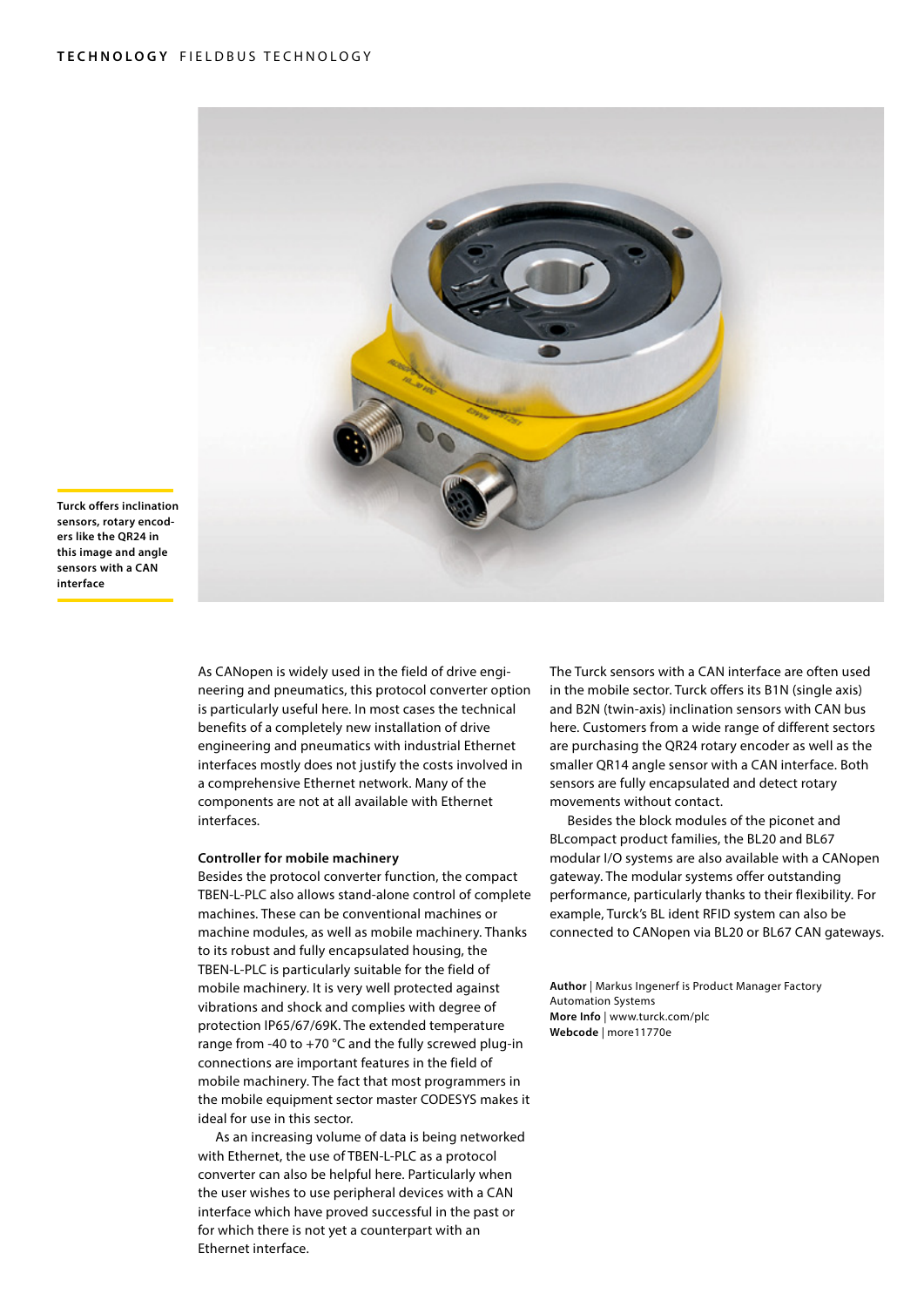Turck offers inclination sensors, rotary encoders like the QR24 in this image and angle sensors with a CAN interface

As CANopen is widely used in the field of drive engineering and pneumatics, this protocol converter option is particularly useful here. In most cases the technical benefits of a completely new installation of drive engineering and pneumatics with industrial Ethernet interfaces mostly does not justify the costs involved in a comprehensive Ethernet network. Many of the components are not at all available with Ethernet interfaces.

### Controller for mobile machinery

Besides the protocol converter function, the compact TBEN-L-PLC also allows stand-alone control of complete machines. These can be conventional machines or machine modules, as well as mobile machinery. Thanks to its robust and fully encapsulated housing, the TBEN-L-PLC is particularly suitable for the field of mobile machinery. It is very well protected against vibrations and shock and complies with degree of protection IP65/67/69K. The extended temperature range from -40 to +70 °C and the fully screwed plug-in connections are important features in the field of mobile machinery. The fact that most programmers in the mobile equipment sector master CODESYS makes it ideal for use in this sector.

As an increasing volume of data is being networked with Ethernet, the use of TBEN-L-PLC as a protocol converter can also be helpful here. Particularly when the user wishes to use peripheral devices with a CAN interface which have proved successful in the past or for which there is not yet a counterpart with an Ethernet interface.

The Turck sensors with a CAN interface are often used in the mobile sector. Turck offers its B1N (single axis) and B2N (twin-axis) inclination sensors with CAN bus here. Customers from a wide range of different sectors are purchasing the QR24 rotary encoder as well as the smaller QR14 angle sensor with a CAN interface. Both sensors are fully encapsulated and detect rotary movements without contact.

Besides the block modules of the piconet and BLcompact product families, the BL20 and BL67 modular I/O systems are also available with a CANopen gateway. The modular systems offer outstanding performance, particularly thanks to their flexibility. For example, Turck's BL ident RFID system can also be connected to CANopen via BL20 or BL67 CAN gateways.

**Author** | Markus Ingenerf is Product Manager Factory Automation Systems
**More Info** | www.turck.com/plc
**Webcode** | more11770e